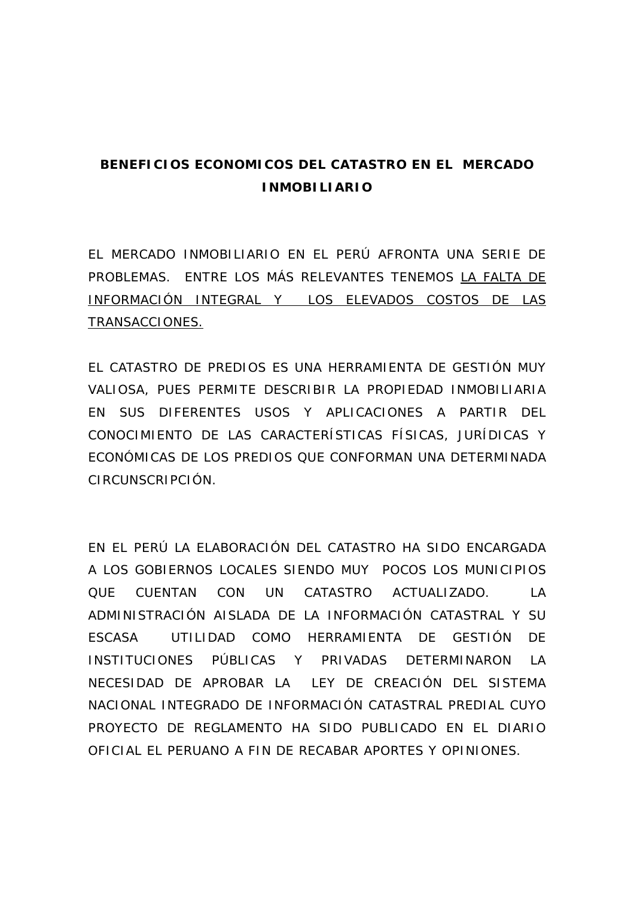**BENEFICIOS ECONOMICOS DEL CATASTRO EN EL MERCADO INMOBILIARIO**

EL MERCADO INMOBILIARIO EN EL PERÚ AFRONTA UNA SERIE DE PROBLEMAS. ENTRE LOS MÁS RELEVANTES TENEMOS <u>LA FALTA DE INFORMACIÓN INTEGRAL Y LOS ELEVADOS COSTOS DE LAS TRANSACCIONES.</u>

EL CATASTRO DE PREDIOS ES UNA HERRAMIENTA DE GESTIÓN MUY VALIOSA, PUES PERMITE DESCRIBIR LA PROPIEDAD INMOBILIARIA EN SUS DIFERENTES USOS Y APLICACIONES A PARTIR DEL CONOCIMIENTO DE LAS CARACTERÍSTICAS FÍSICAS, JURÍDICAS Y ECONÓMICAS DE LOS PREDIOS QUE CONFORMAN UNA DETERMINADA CIRCUNSCRIPCIÓN.

EN EL PERÚ LA ELABORACIÓN DEL CATASTRO HA SIDO ENCARGADA A LOS GOBIERNOS LOCALES SIENDO MUY POCOS LOS MUNICIPIOS QUE CUENTAN CON UN CATASTRO ACTUALIZADO. LA ADMINISTRACIÓN AISLADA DE LA INFORMACIÓN CATASTRAL Y SU ESCASA UTILIDAD COMO HERRAMIENTA DE GESTIÓN DE INSTITUCIONES PÚBLICAS Y PRIVADAS DETERMINARON LA NECESIDAD DE APROBAR LA LEY DE CREACIÓN DEL SISTEMA NACIONAL INTEGRADO DE INFORMACIÓN CATASTRAL PREDIAL CUYO PROYECTO DE REGLAMENTO HA SIDO PUBLICADO EN EL DIARIO OFICIAL EL PERUANO A FIN DE RECABAR APORTES Y OPINIONES.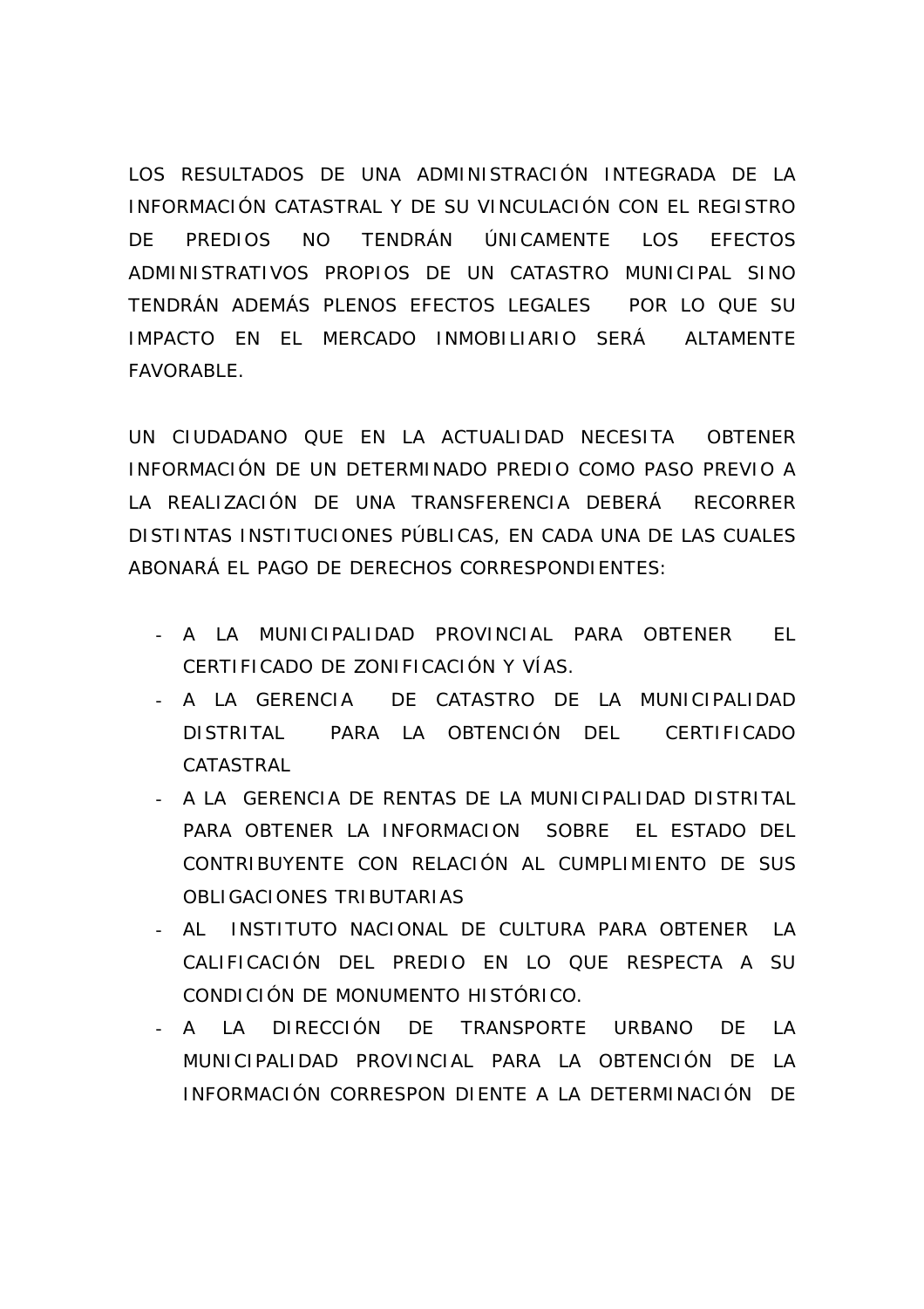LOS RESULTADOS DE UNA ADMINISTRACIÓN INTEGRADA DE LA INFORMACIÓN CATASTRAL Y DE SU VINCULACIÓN CON EL REGISTRO DE PREDIOS NO TENDRÁN ÚNICAMENTE LOS EFECTOS ADMINISTRATIVOS PROPIOS DE UN CATASTRO MUNICIPAL SINO TENDRÁN ADEMÁS PLENOS EFECTOS LEGALES POR LO QUE SU IMPACTO EN EL MERCADO INMOBILIARIO SERÁ ALTAMENTE FAVORABLE.

UN CIUDADANO QUE EN LA ACTUALIDAD NECESITA OBTENER INFORMACIÓN DE UN DETERMINADO PREDIO COMO PASO PREVIO A LA REALIZACIÓN DE UNA TRANSFERENCIA DEBERÁ RECORRER DISTINTAS INSTITUCIONES PÚBLICAS, EN CADA UNA DE LAS CUALES ABONARÁ EL PAGO DE DERECHOS CORRESPONDIENTES:

- A LA MUNICIPALIDAD PROVINCIAL PARA OBTENER EL CERTIFICADO DE ZONIFICACIÓN Y VÍAS.
- A LA GERENCIA DE CATASTRO DE LA MUNICIPALIDAD DISTRITAL PARA LA OBTENCIÓN DEL CERTIFICADO CATASTRAL
- A LA GERENCIA DE RENTAS DE LA MUNICIPALIDAD DISTRITAL PARA OBTENER LA INFORMACION SOBRE EL ESTADO DEL CONTRIBUYENTE CON RELACIÓN AL CUMPLIMIENTO DE SUS OBLIGACIONES TRIBUTARIAS
- AL INSTITUTO NACIONAL DE CULTURA PARA OBTENER LA CALIFICACIÓN DEL PREDIO EN LO QUE RESPECTA A SU CONDICIÓN DE MONUMENTO HISTÓRICO.
- A LA DIRECCIÓN DE TRANSPORTE URBANO DE LA MUNICIPALIDAD PROVINCIAL PARA LA OBTENCIÓN DE LA INFORMACIÓN CORRESPON DIENTE A LA DETERMINACIÓN DE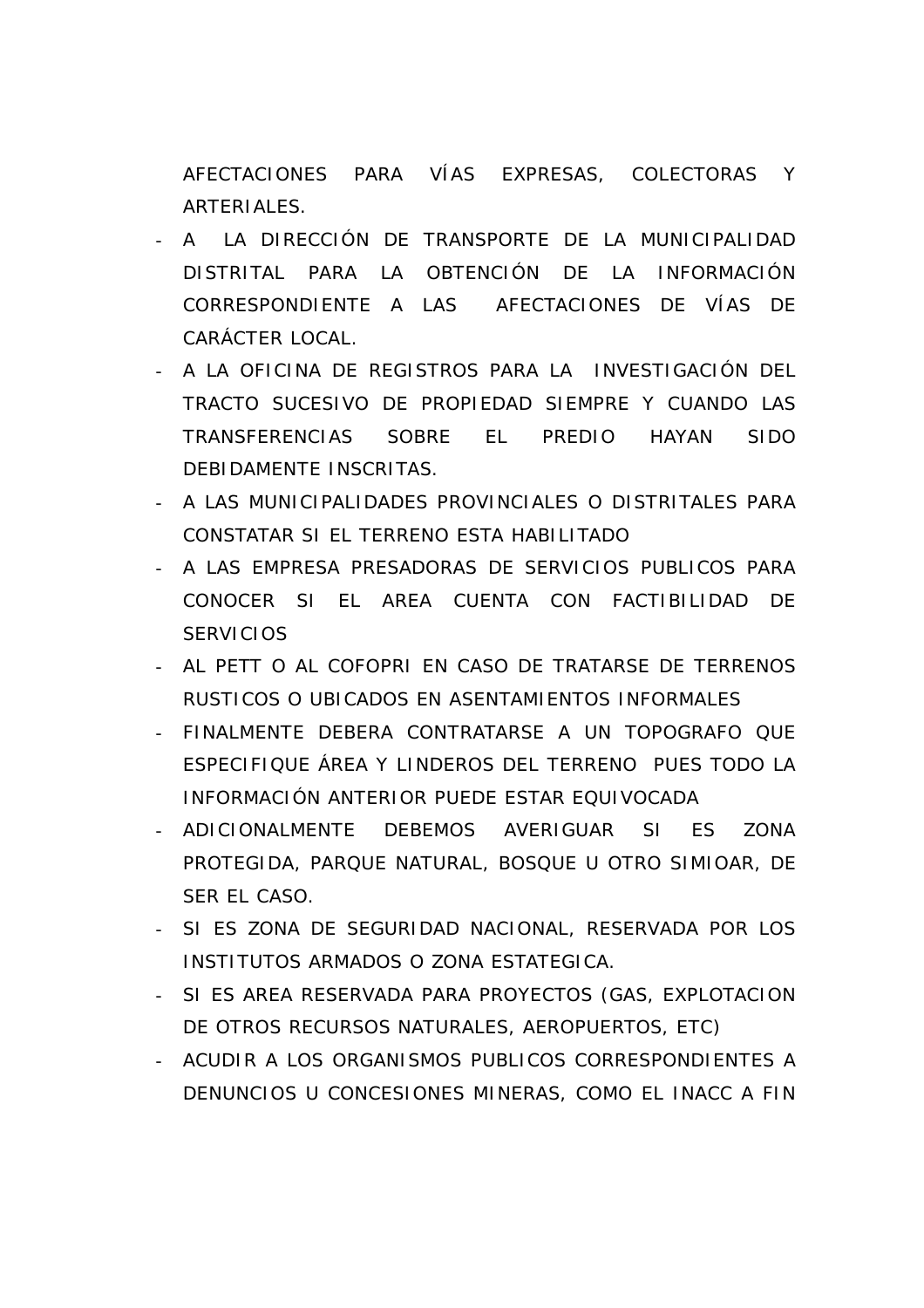AFECTACIONES PARA VÍAS EXPRESAS, COLECTORAS Y ARTERIALES.

- A LA DIRECCIÓN DE TRANSPORTE DE LA MUNICIPALIDAD DISTRITAL PARA LA OBTENCIÓN DE LA INFORMACIÓN CORRESPONDIENTE A LAS AFECTACIONES DE VÍAS DE CARÁCTER LOCAL.
- A LA OFICINA DE REGISTROS PARA LA INVESTIGACIÓN DEL TRACTO SUCESIVO DE PROPIEDAD SIEMPRE Y CUANDO LAS TRANSFERENCIAS SOBRE EL PREDIO HAYAN SIDO DEBIDAMENTE INSCRITAS.
- A LAS MUNICIPALIDADES PROVINCIALES O DISTRITALES PARA CONSTATAR SI EL TERRENO ESTA HABILITADO
- A LAS EMPRESA PRESADORAS DE SERVICIOS PUBLICOS PARA CONOCER SI EL AREA CUENTA CON FACTIBILIDAD DE SERVICIOS
- AL PETT O AL COFOPRI EN CASO DE TRATARSE DE TERRENOS RUSTICOS O UBICADOS EN ASENTAMIENTOS INFORMALES
- FINALMENTE DEBERA CONTRATARSE A UN TOPOGRAFO QUE ESPECIFIQUE ÁREA Y LINDEROS DEL TERRENO PUES TODO LA INFORMACIÓN ANTERIOR PUEDE ESTAR EQUIVOCADA
- ADICIONALMENTE DEBEMOS AVERIGUAR SI ES ZONA PROTEGIDA, PARQUE NATURAL, BOSQUE U OTRO SIMIOAR, DE SER EL CASO.
- SI ES ZONA DE SEGURIDAD NACIONAL, RESERVADA POR LOS INSTITUTOS ARMADOS O ZONA ESTATEGICA.
- SI ES AREA RESERVADA PARA PROYECTOS (GAS, EXPLOTACION DE OTROS RECURSOS NATURALES, AEROPUERTOS, ETC)
- ACUDIR A LOS ORGANISMOS PUBLICOS CORRESPONDIENTES A DENUNCIOS U CONCESIONES MINERAS, COMO EL INACC A FIN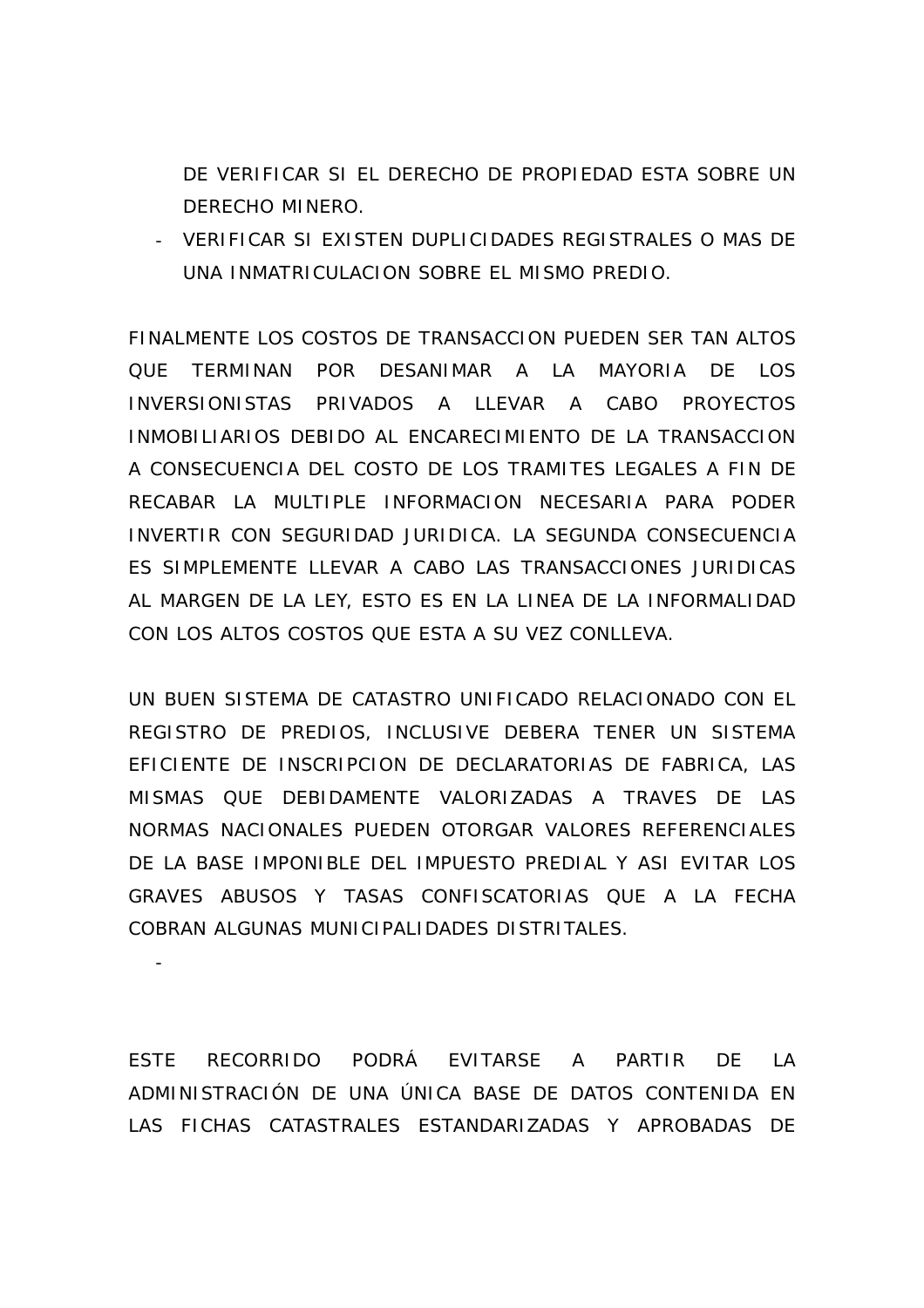DE VERIFICAR SI EL DERECHO DE PROPIEDAD ESTA SOBRE UN DERECHO MINERO.

- VERIFICAR SI EXISTEN DUPLICIDADES REGISTRALES O MAS DE UNA INMATRICULACION SOBRE EL MISMO PREDIO.

FINALMENTE LOS COSTOS DE TRANSACCION PUEDEN SER TAN ALTOS QUE TERMINAN POR DESANIMAR A LA MAYORIA DE LOS INVERSIONISTAS PRIVADOS A LLEVAR A CABO PROYECTOS INMOBILIARIOS DEBIDO AL ENCARECIMIENTO DE LA TRANSACCION A CONSECUENCIA DEL COSTO DE LOS TRAMITES LEGALES A FIN DE RECABAR LA MULTIPLE INFORMACION NECESARIA PARA PODER INVERTIR CON SEGURIDAD JURIDICA. LA SEGUNDA CONSECUENCIA ES SIMPLEMENTE LLEVAR A CABO LAS TRANSACCIONES JURIDICAS AL MARGEN DE LA LEY, ESTO ES EN LA LINEA DE LA INFORMALIDAD CON LOS ALTOS COSTOS QUE ESTA A SU VEZ CONLLEVA.

UN BUEN SISTEMA DE CATASTRO UNIFICADO RELACIONADO CON EL REGISTRO DE PREDIOS, INCLUSIVE DEBERA TENER UN SISTEMA EFICIENTE DE INSCRIPCION DE DECLARATORIAS DE FABRICA, LAS MISMAS QUE DEBIDAMENTE VALORIZADAS A TRAVES DE LAS NORMAS NACIONALES PUEDEN OTORGAR VALORES REFERENCIALES DE LA BASE IMPONIBLE DEL IMPUESTO PREDIAL Y ASI EVITAR LOS GRAVES ABUSOS Y TASAS CONFISCATORIAS QUE A LA FECHA COBRAN ALGUNAS MUNICIPALIDADES DISTRITALES.

-

ESTE RECORRIDO PODRÁ EVITARSE A PARTIR DE LA ADMINISTRACIÓN DE UNA ÚNICA BASE DE DATOS CONTENIDA EN LAS FICHAS CATASTRALES ESTANDARIZADAS Y APROBADAS DE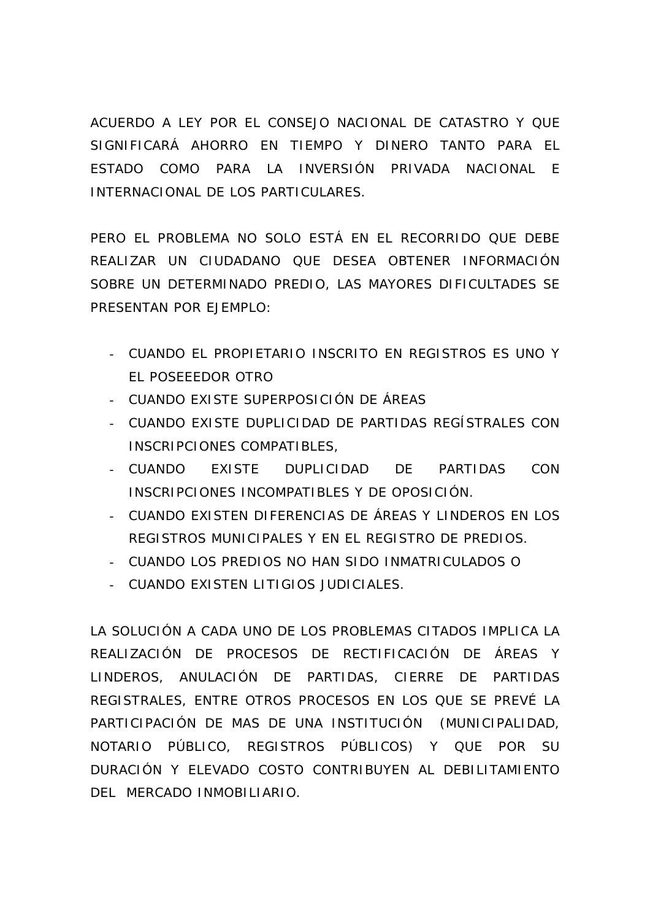ACUERDO A LEY POR EL CONSEJO NACIONAL DE CATASTRO Y QUE SIGNIFICARÁ AHORRO EN TIEMPO Y DINERO TANTO PARA EL ESTADO COMO PARA LA INVERSIÓN PRIVADA NACIONAL E INTERNACIONAL DE LOS PARTICULARES.

PERO EL PROBLEMA NO SOLO ESTÁ EN EL RECORRIDO QUE DEBE REALIZAR UN CIUDADANO QUE DESEA OBTENER INFORMACIÓN SOBRE UN DETERMINADO PREDIO, LAS MAYORES DIFICULTADES SE PRESENTAN POR EJEMPLO:

- CUANDO EL PROPIETARIO INSCRITO EN REGISTROS ES UNO Y EL POSEEEDOR OTRO
- CUANDO EXISTE SUPERPOSICIÓN DE ÁREAS
- CUANDO EXISTE DUPLICIDAD DE PARTIDAS REGÍSTRALES CON INSCRIPCIONES COMPATIBLES,
- CUANDO EXISTE DUPLICIDAD DE PARTIDAS CON INSCRIPCIONES INCOMPATIBLES Y DE OPOSICIÓN.
- CUANDO EXISTEN DIFERENCIAS DE ÁREAS Y LINDEROS EN LOS REGISTROS MUNICIPALES Y EN EL REGISTRO DE PREDIOS.
- CUANDO LOS PREDIOS NO HAN SIDO INMATRICULADOS O
- CUANDO EXISTEN LITIGIOS JUDICIALES.

LA SOLUCIÓN A CADA UNO DE LOS PROBLEMAS CITADOS IMPLICA LA REALIZACIÓN DE PROCESOS DE RECTIFICACIÓN DE ÁREAS Y LINDEROS, ANULACIÓN DE PARTIDAS, CIERRE DE PARTIDAS REGISTRALES, ENTRE OTROS PROCESOS EN LOS QUE SE PREVÉ LA PARTICIPACIÓN DE MAS DE UNA INSTITUCIÓN (MUNICIPALIDAD, NOTARIO PÚBLICO, REGISTROS PÚBLICOS) Y QUE POR SU DURACIÓN Y ELEVADO COSTO CONTRIBUYEN AL DEBILITAMIENTO DEL MERCADO INMOBILIARIO.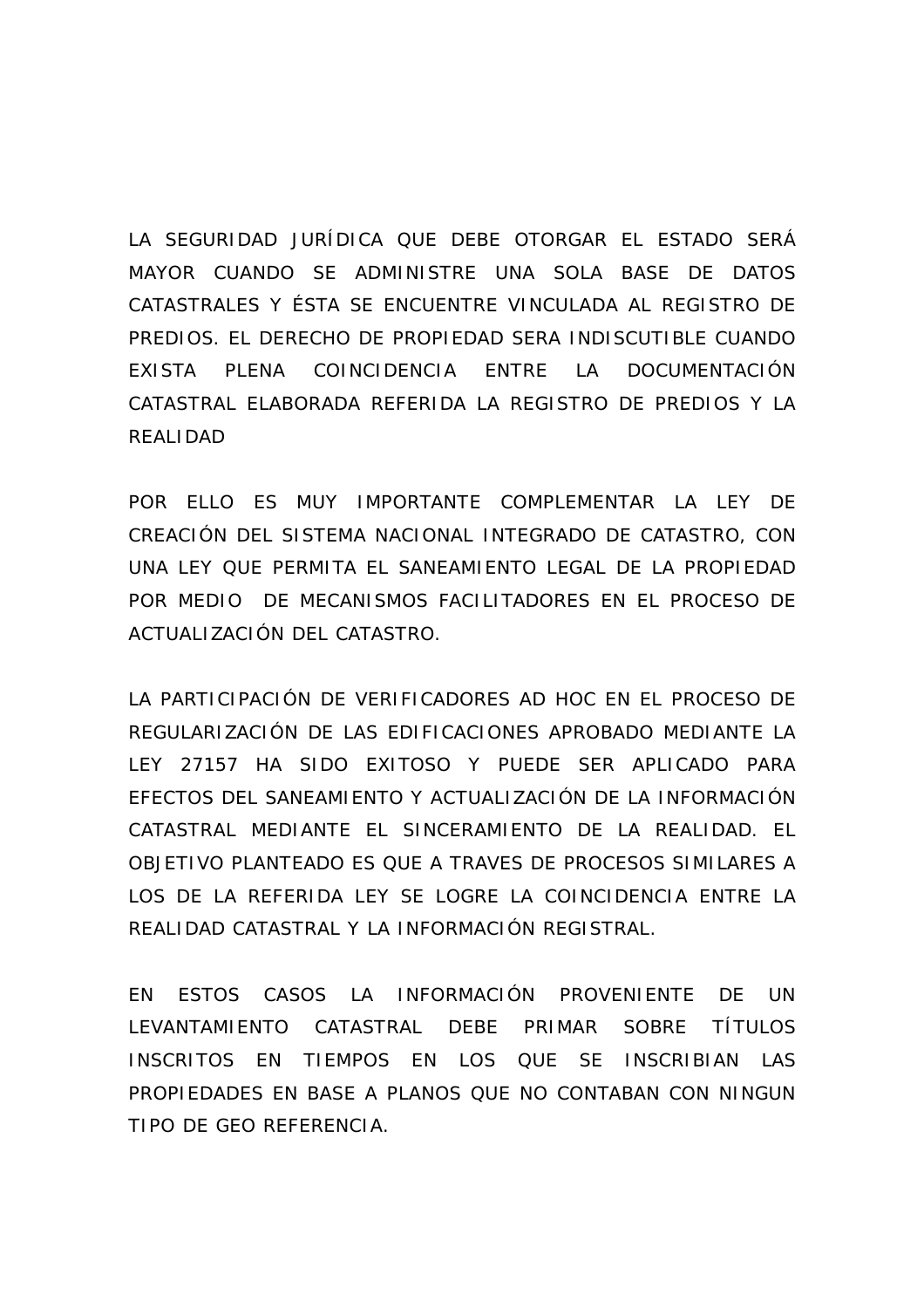LA SEGURIDAD JURÍDICA QUE DEBE OTORGAR EL ESTADO SERÁ MAYOR CUANDO SE ADMINISTRE UNA SOLA BASE DE DATOS CATASTRALES Y ÉSTA SE ENCUENTRE VINCULADA AL REGISTRO DE PREDIOS. EL DERECHO DE PROPIEDAD SERA INDISCUTIBLE CUANDO EXISTA PLENA COINCIDENCIA ENTRE LA DOCUMENTACIÓN CATASTRAL ELABORADA REFERIDA LA REGISTRO DE PREDIOS Y LA REALIDAD

POR ELLO ES MUY IMPORTANTE COMPLEMENTAR LA LEY DE CREACIÓN DEL SISTEMA NACIONAL INTEGRADO DE CATASTRO, CON UNA LEY QUE PERMITA EL SANEAMIENTO LEGAL DE LA PROPIEDAD POR MEDIO DE MECANISMOS FACILITADORES EN EL PROCESO DE ACTUALIZACIÓN DEL CATASTRO.

LA PARTICIPACIÓN DE VERIFICADORES AD HOC EN EL PROCESO DE REGULARIZACIÓN DE LAS EDIFICACIONES APROBADO MEDIANTE LA LEY 27157 HA SIDO EXITOSO Y PUEDE SER APLICADO PARA EFECTOS DEL SANEAMIENTO Y ACTUALIZACIÓN DE LA INFORMACIÓN CATASTRAL MEDIANTE EL SINCERAMIENTO DE LA REALIDAD. EL OBJETIVO PLANTEADO ES QUE A TRAVES DE PROCESOS SIMILARES A LOS DE LA REFERIDA LEY SE LOGRE LA COINCIDENCIA ENTRE LA REALIDAD CATASTRAL Y LA INFORMACIÓN REGISTRAL.

EN ESTOS CASOS LA INFORMACIÓN PROVENIENTE DE UN LEVANTAMIENTO CATASTRAL DEBE PRIMAR SOBRE TÍTULOS INSCRITOS EN TIEMPOS EN LOS QUE SE INSCRIBIAN LAS PROPIEDADES EN BASE A PLANOS QUE NO CONTABAN CON NINGUN TIPO DE GEO REFERENCIA.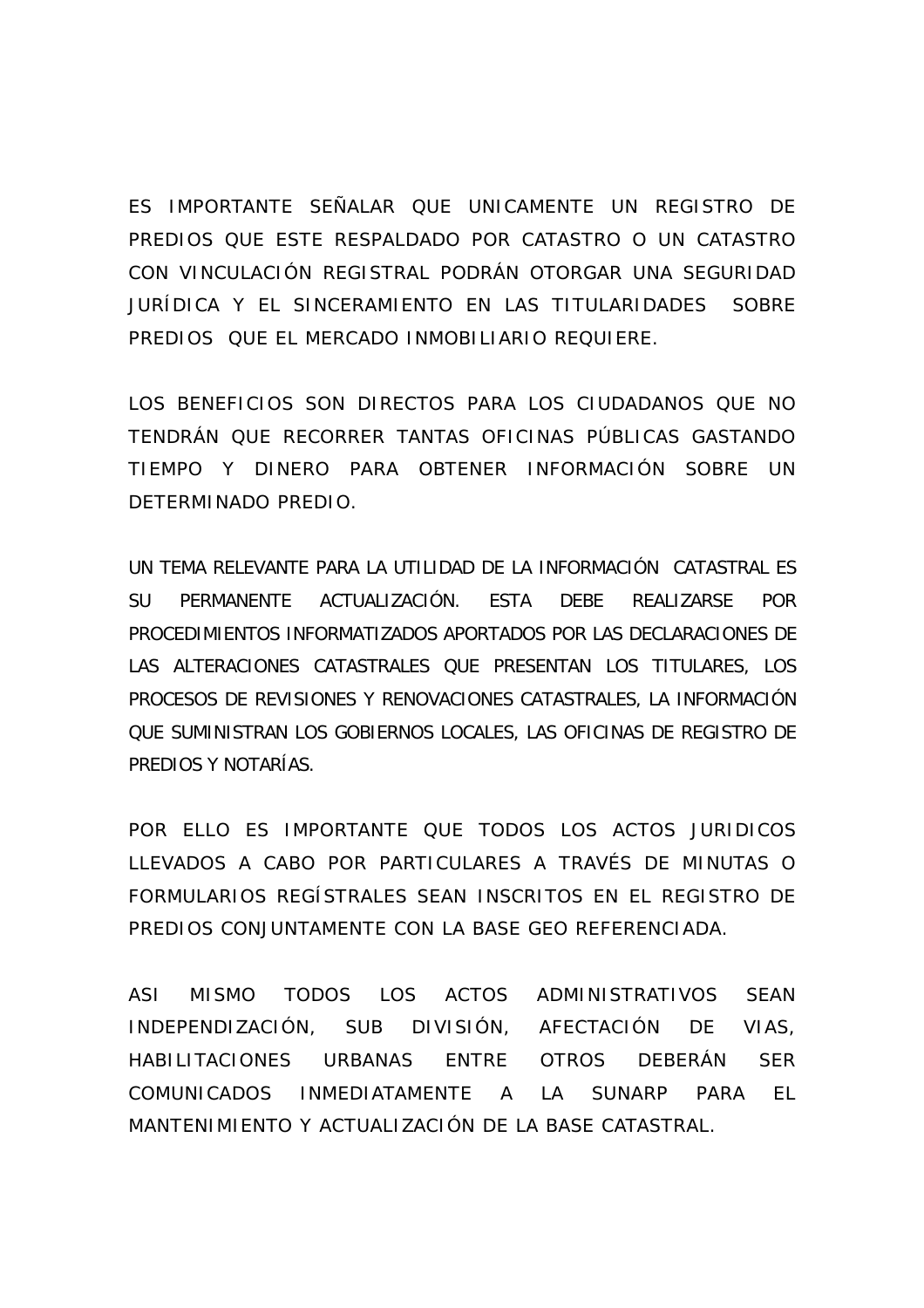ES IMPORTANTE SEÑALAR QUE UNICAMENTE UN REGISTRO DE PREDIOS QUE ESTE RESPALDADO POR CATASTRO O UN CATASTRO CON VINCULACIÓN REGISTRAL PODRÁN OTORGAR UNA SEGURIDAD JURÍDICA Y EL SINCERAMIENTO EN LAS TITULARIDADES SOBRE PREDIOS QUE EL MERCADO INMOBILIARIO REQUIERE.

LOS BENEFICIOS SON DIRECTOS PARA LOS CIUDADANOS QUE NO TENDRÁN QUE RECORRER TANTAS OFICINAS PÚBLICAS GASTANDO TIEMPO Y DINERO PARA OBTENER INFORMACIÓN SOBRE UN DETERMINADO PREDIO.

UN TEMA RELEVANTE PARA LA UTILIDAD DE LA INFORMACIÓN CATASTRAL ES SU PERMANENTE ACTUALIZACIÓN. ESTA DEBE REALIZARSE POR PROCEDIMIENTOS INFORMATIZADOS APORTADOS POR LAS DECLARACIONES DE LAS ALTERACIONES CATASTRALES QUE PRESENTAN LOS TITULARES, LOS PROCESOS DE REVISIONES Y RENOVACIONES CATASTRALES, LA INFORMACIÓN QUE SUMINISTRAN LOS GOBIERNOS LOCALES, LAS OFICINAS DE REGISTRO DE PREDIOS Y NOTARÍAS.

POR ELLO ES IMPORTANTE QUE TODOS LOS ACTOS JURIDICOS LLEVADOS A CABO POR PARTICULARES A TRAVÉS DE MINUTAS O FORMULARIOS REGÍSTRALES SEAN INSCRITOS EN EL REGISTRO DE PREDIOS CONJUNTAMENTE CON LA BASE GEO REFERENCIADA.

ASI MISMO TODOS LOS ACTOS ADMINISTRATIVOS SEAN INDEPENDIZACIÓN, SUB DIVISIÓN, AFECTACIÓN DE VIAS, HABILITACIONES URBANAS ENTRE OTROS DEBERÁN SER COMUNICADOS INMEDIATAMENTE A LA SUNARP PARA EL MANTENIMIENTO Y ACTUALIZACIÓN DE LA BASE CATASTRAL.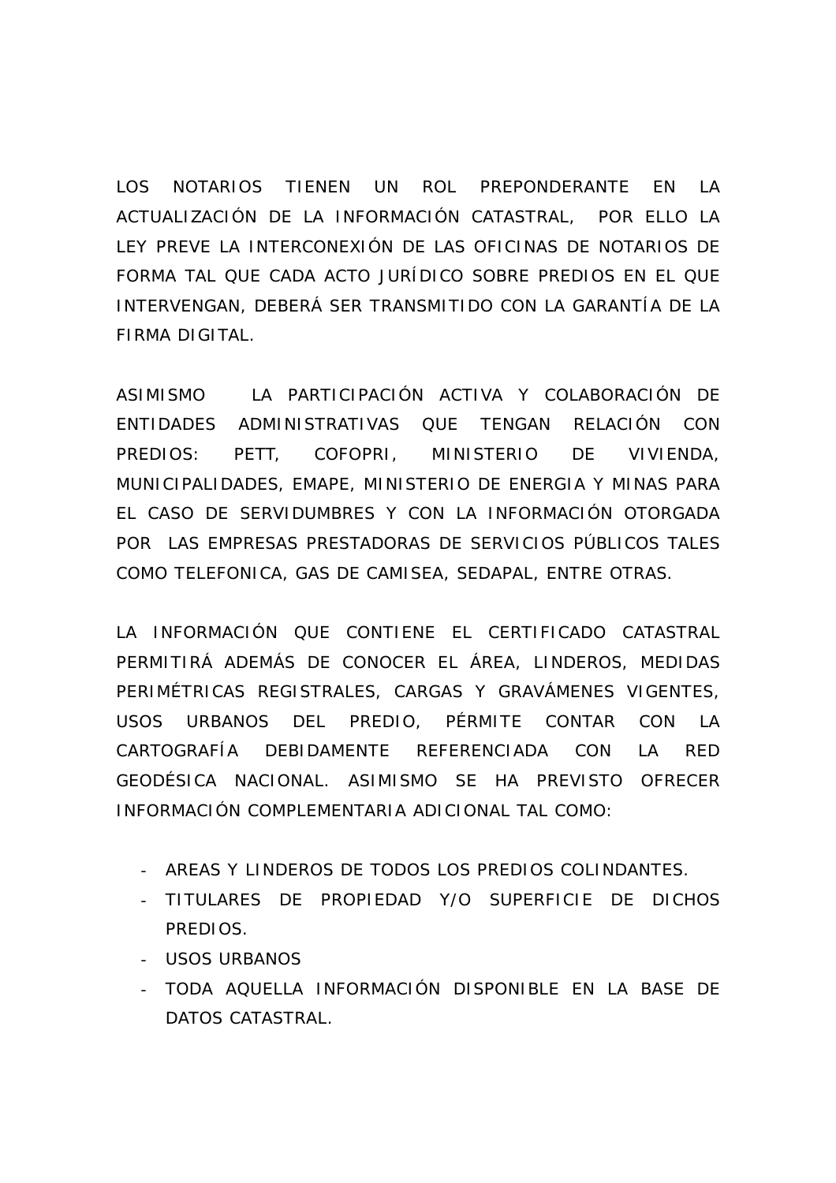LOS NOTARIOS TIENEN UN ROL PREPONDERANTE EN LA ACTUALIZACIÓN DE LA INFORMACIÓN CATASTRAL, POR ELLO LA LEY PREVE LA INTERCONEXIÓN DE LAS OFICINAS DE NOTARIOS DE FORMA TAL QUE CADA ACTO JURÍDICO SOBRE PREDIOS EN EL QUE INTERVENGAN, DEBERÁ SER TRANSMITIDO CON LA GARANTÍA DE LA FIRMA DIGITAL.

ASIMISMO LA PARTICIPACIÓN ACTIVA Y COLABORACIÓN DE ENTIDADES ADMINISTRATIVAS QUE TENGAN RELACIÓN CON PREDIOS: PETT, COFOPRI, MINISTERIO DE VIVIENDA, MUNICIPALIDADES, EMAPE, MINISTERIO DE ENERGIA Y MINAS PARA EL CASO DE SERVIDUMBRES Y CON LA INFORMACIÓN OTORGADA POR LAS EMPRESAS PRESTADORAS DE SERVICIOS PÚBLICOS TALES COMO TELEFONICA, GAS DE CAMISEA, SEDAPAL, ENTRE OTRAS.

LA INFORMACIÓN QUE CONTIENE EL CERTIFICADO CATASTRAL PERMITIRÁ ADEMÁS DE CONOCER EL ÁREA, LINDEROS, MEDIDAS PERIMÉTRICAS REGISTRALES, CARGAS Y GRAVÁMENES VIGENTES, USOS URBANOS DEL PREDIO, PÉRMITE CONTAR CON LA CARTOGRAFÍA DEBIDAMENTE REFERENCIADA CON LA RED GEODÉSICA NACIONAL. ASIMISMO SE HA PREVISTO OFRECER INFORMACIÓN COMPLEMENTARIA ADICIONAL TAL COMO:

- AREAS Y LINDEROS DE TODOS LOS PREDIOS COLINDANTES.
- TITULARES DE PROPIEDAD Y/O SUPERFICIE DE DICHOS PREDIOS.
- USOS URBANOS
- TODA AQUELLA INFORMACIÓN DISPONIBLE EN LA BASE DE DATOS CATASTRAL.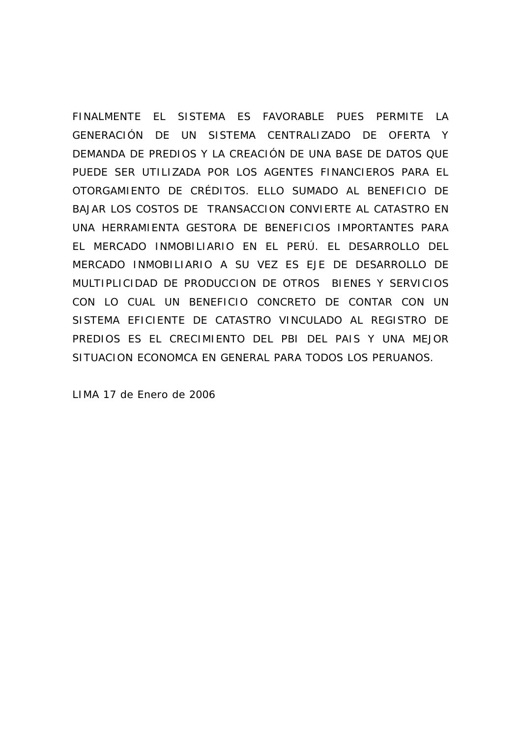FINALMENTE EL SISTEMA ES FAVORABLE PUES PERMITE LA GENERACIÓN DE UN SISTEMA CENTRALIZADO DE OFERTA Y DEMANDA DE PREDIOS Y LA CREACIÓN DE UNA BASE DE DATOS QUE PUEDE SER UTILIZADA POR LOS AGENTES FINANCIEROS PARA EL OTORGAMIENTO DE CRÉDITOS. ELLO SUMADO AL BENEFICIO DE BAJAR LOS COSTOS DE TRANSACCION CONVIERTE AL CATASTRO EN UNA HERRAMIENTA GESTORA DE BENEFICIOS IMPORTANTES PARA EL MERCADO INMOBILIARIO EN EL PERÚ. EL DESARROLLO DEL MERCADO INMOBILIARIO A SU VEZ ES EJE DE DESARROLLO DE MULTIPLICIDAD DE PRODUCCION DE OTROS BIENES Y SERVICIOS CON LO CUAL UN BENEFICIO CONCRETO DE CONTAR CON UN SISTEMA EFICIENTE DE CATASTRO VINCULADO AL REGISTRO DE PREDIOS ES EL CRECIMIENTO DEL PBI DEL PAIS Y UNA MEJOR SITUACION ECONOMCA EN GENERAL PARA TODOS LOS PERUANOS.

LIMA 17 de Enero de 2006